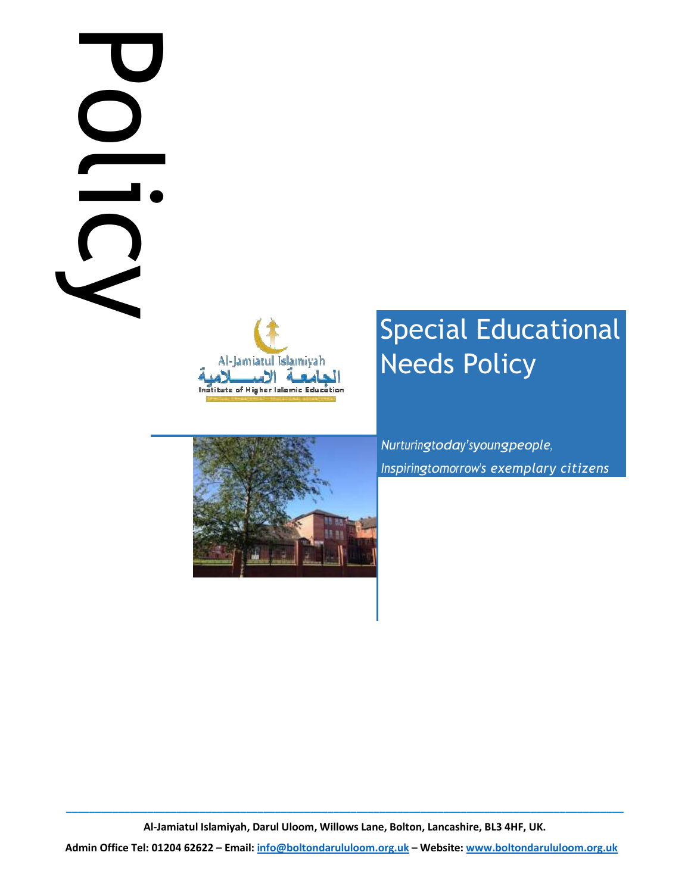Policy

Al-Jamiatul Islamiyah

الجامعة الاسلامية

Institute of Higher Islamic Education

# Special Educational Needs Policy

*Nurturing today's young people,*
*Inspiring tomorrow's exemplary citizens*

**Al-Jamiatul Islamiyah, Darul Uloom, Willows Lane, Bolton, Lancashire, BL3 4HF, UK.**

**Admin Office Tel: 01204 62622 – Email: info@boltondarululoom.org.uk – Website: www.boltondarululoom.org.uk**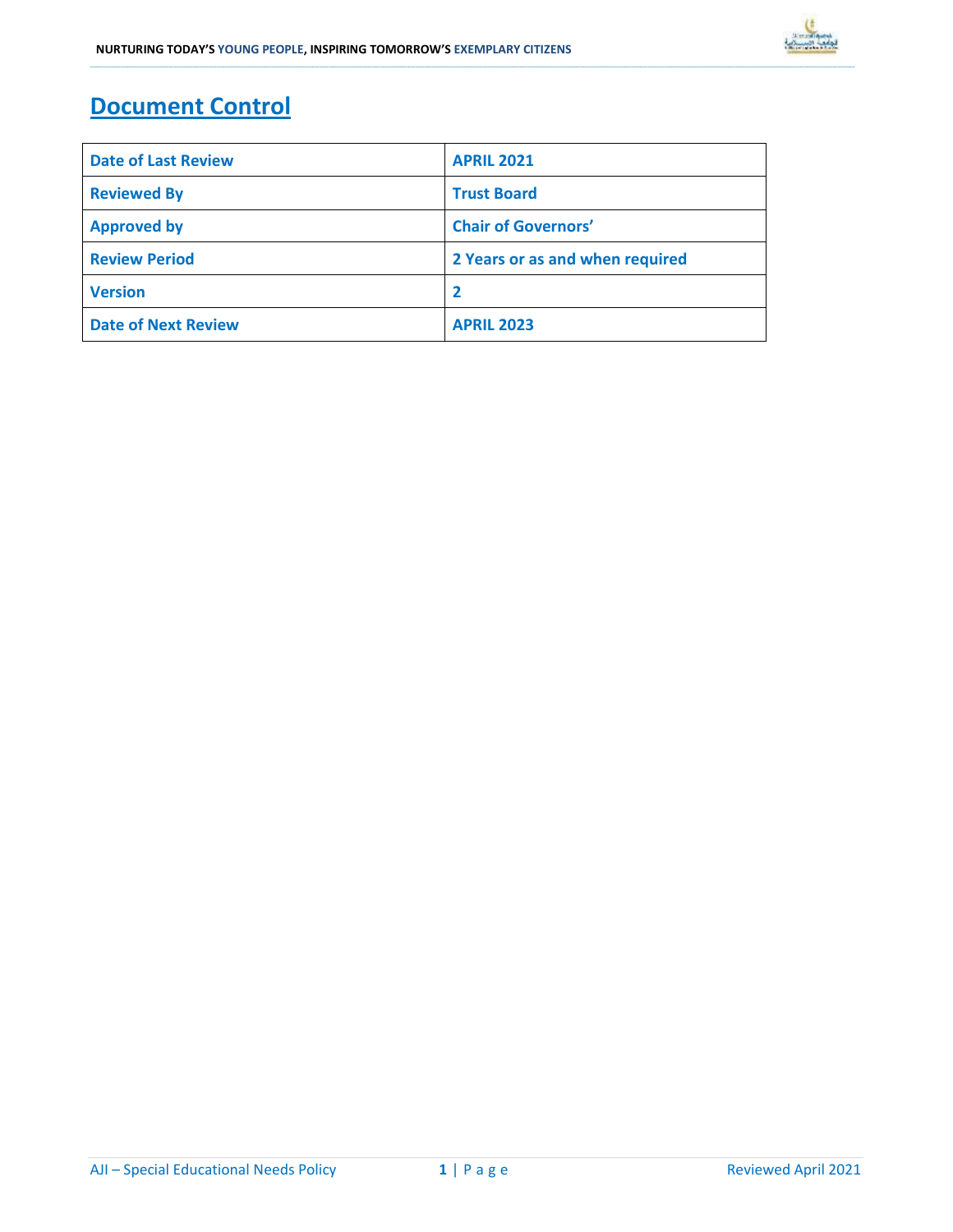# Document Control

| Date of Last Review | APRIL 2021 |
|---|---|
| Reviewed By | Trust Board |
| Approved by | Chair of Governors' |
| Review Period | 2 Years or as and when required |
| Version | 2 |
| Date of Next Review | APRIL 2023 |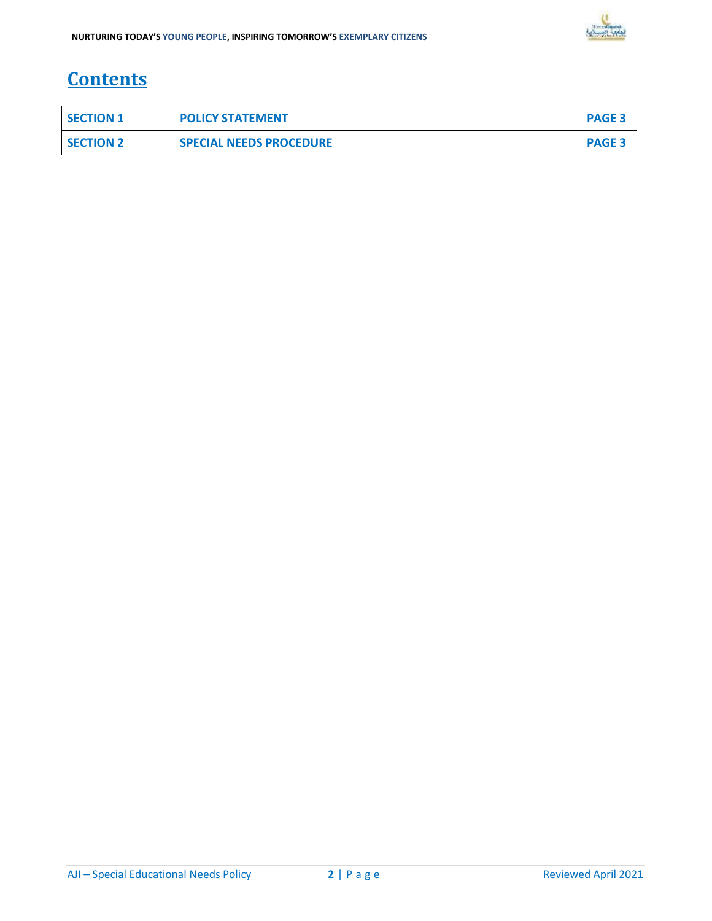# Contents

| SECTION 1 | POLICY STATEMENT | PAGE 3 |
|---|---|---|
| SECTION 2 | SPECIAL NEEDS PROCEDURE | PAGE 3 |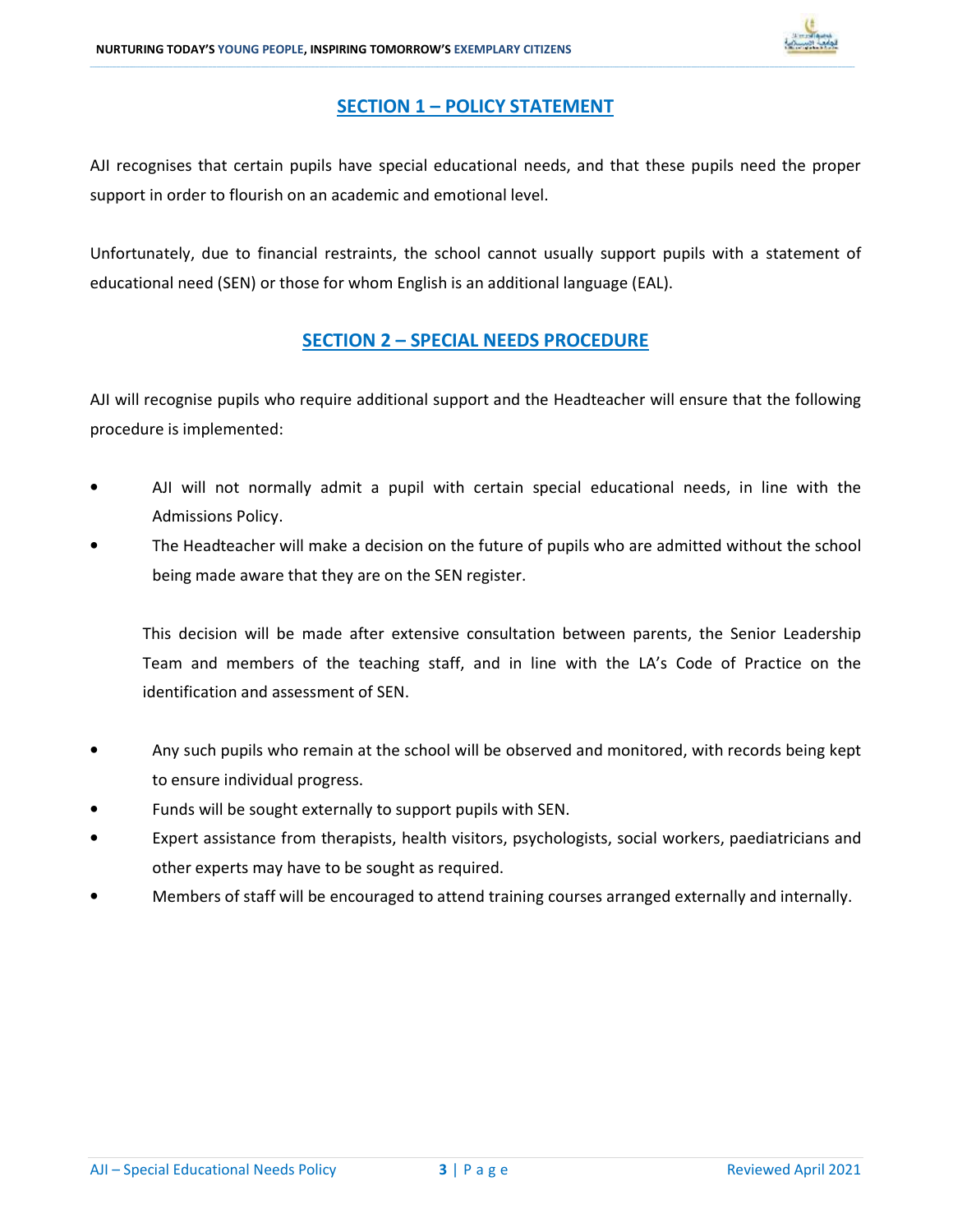## SECTION 1 – POLICY STATEMENT

AJI recognises that certain pupils have special educational needs, and that these pupils need the proper support in order to flourish on an academic and emotional level.

Unfortunately, due to financial restraints, the school cannot usually support pupils with a statement of educational need (SEN) or those for whom English is an additional language (EAL).

## SECTION 2 – SPECIAL NEEDS PROCEDURE

AJI will recognise pupils who require additional support and the Headteacher will ensure that the following procedure is implemented:

- AJI will not normally admit a pupil with certain special educational needs, in line with the Admissions Policy.
- The Headteacher will make a decision on the future of pupils who are admitted without the school being made aware that they are on the SEN register.

  This decision will be made after extensive consultation between parents, the Senior Leadership Team and members of the teaching staff, and in line with the LA's Code of Practice on the identification and assessment of SEN.

- Any such pupils who remain at the school will be observed and monitored, with records being kept to ensure individual progress.
- Funds will be sought externally to support pupils with SEN.
- Expert assistance from therapists, health visitors, psychologists, social workers, paediatricians and other experts may have to be sought as required.
- Members of staff will be encouraged to attend training courses arranged externally and internally.